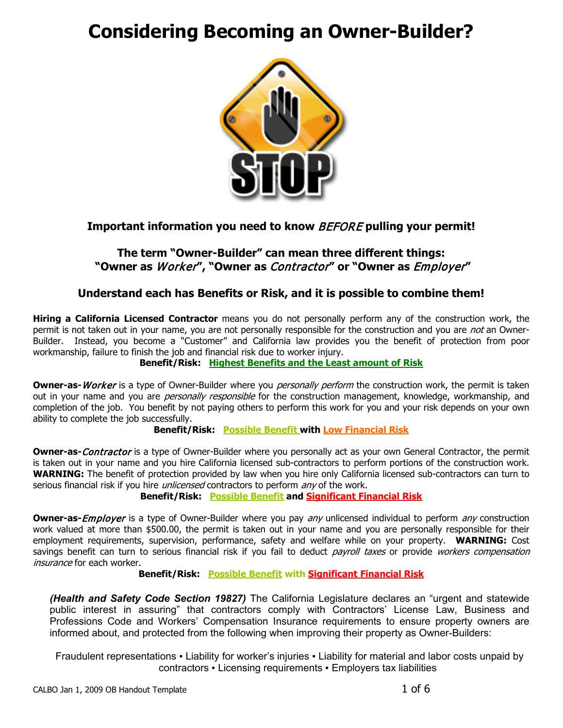# Considering Becoming an Owner-Builder?

**Important information you need to know *BEFORE* pulling your permit!**

**The term "Owner-Builder" can mean three different things:**
**"Owner as *Worker*", "Owner as *Contractor*" or "Owner as *Employer*"**

**Understand each has Benefits or Risk, and it is possible to combine them!**

**Hiring a California Licensed Contractor** means you do not personally perform any of the construction work, the permit is not taken out in your name, you are not personally responsible for the construction and you are *not* an Owner-Builder. Instead, you become a "Customer" and California law provides you the benefit of protection from poor workmanship, failure to finish the job and financial risk due to worker injury.

**Benefit/Risk: Highest Benefits and the Least amount of Risk**

**Owner-as-*Worker*** is a type of Owner-Builder where you *personally perform* the construction work, the permit is taken out in your name and you are *personally responsible* for the construction management, knowledge, workmanship, and completion of the job. You benefit by not paying others to perform this work for you and your risk depends on your own ability to complete the job successfully.

**Benefit/Risk: Possible Benefit with Low Financial Risk**

**Owner-as-*Contractor*** is a type of Owner-Builder where you personally act as your own General Contractor, the permit is taken out in your name and you hire California licensed sub-contractors to perform portions of the construction work. **WARNING:** The benefit of protection provided by law when you hire only California licensed sub-contractors can turn to serious financial risk if you hire *unlicensed* contractors to perform *any* of the work.

**Benefit/Risk: Possible Benefit and Significant Financial Risk**

**Owner-as-*Employer*** is a type of Owner-Builder where you pay *any* unlicensed individual to perform *any* construction work valued at more than $500.00, the permit is taken out in your name and you are personally responsible for their employment requirements, supervision, performance, safety and welfare while on your property. **WARNING:** Cost savings benefit can turn to serious financial risk if you fail to deduct *payroll taxes* or provide *workers compensation insurance* for each worker.

**Benefit/Risk: Possible Benefit with Significant Financial Risk**

***(Health and Safety Code Section 19827)*** The California Legislature declares an "urgent and statewide public interest in assuring" that contractors comply with Contractors' License Law, Business and Professions Code and Workers' Compensation Insurance requirements to ensure property owners are informed about, and protected from the following when improving their property as Owner-Builders:

Fraudulent representations ▪ Liability for worker's injuries ▪ Liability for material and labor costs unpaid by contractors ▪ Licensing requirements ▪ Employers tax liabilities

CALBO Jan 1, 2009 OB Handout Template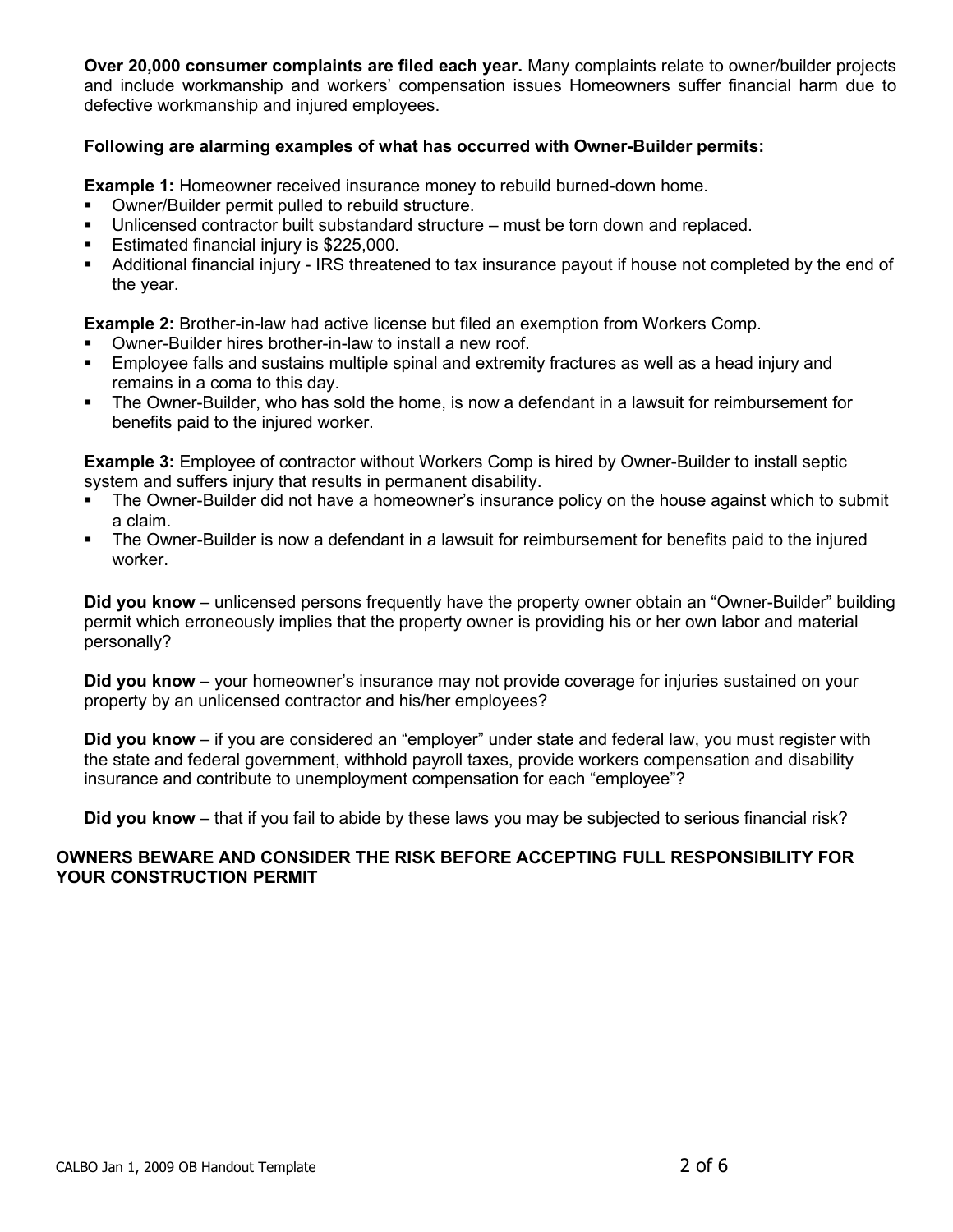**Over 20,000 consumer complaints are filed each year.** Many complaints relate to owner/builder projects and include workmanship and workers' compensation issues Homeowners suffer financial harm due to defective workmanship and injured employees.

**Following are alarming examples of what has occurred with Owner-Builder permits:**

**Example 1:** Homeowner received insurance money to rebuild burned-down home.

- Owner/Builder permit pulled to rebuild structure.
- Unlicensed contractor built substandard structure – must be torn down and replaced.
- Estimated financial injury is $225,000.
- Additional financial injury - IRS threatened to tax insurance payout if house not completed by the end of the year.

**Example 2:** Brother-in-law had active license but filed an exemption from Workers Comp.

- Owner-Builder hires brother-in-law to install a new roof.
- Employee falls and sustains multiple spinal and extremity fractures as well as a head injury and remains in a coma to this day.
- The Owner-Builder, who has sold the home, is now a defendant in a lawsuit for reimbursement for benefits paid to the injured worker.

**Example 3:** Employee of contractor without Workers Comp is hired by Owner-Builder to install septic system and suffers injury that results in permanent disability.

- The Owner-Builder did not have a homeowner's insurance policy on the house against which to submit a claim.
- The Owner-Builder is now a defendant in a lawsuit for reimbursement for benefits paid to the injured worker.

**Did you know** – unlicensed persons frequently have the property owner obtain an "Owner-Builder" building permit which erroneously implies that the property owner is providing his or her own labor and material personally?

**Did you know** – your homeowner's insurance may not provide coverage for injuries sustained on your property by an unlicensed contractor and his/her employees?

**Did you know** – if you are considered an "employer" under state and federal law, you must register with the state and federal government, withhold payroll taxes, provide workers compensation and disability insurance and contribute to unemployment compensation for each "employee"?

**Did you know** – that if you fail to abide by these laws you may be subjected to serious financial risk?

**OWNERS BEWARE AND CONSIDER THE RISK BEFORE ACCEPTING FULL RESPONSIBILITY FOR YOUR CONSTRUCTION PERMIT**

CALBO Jan 1, 2009 OB Handout Template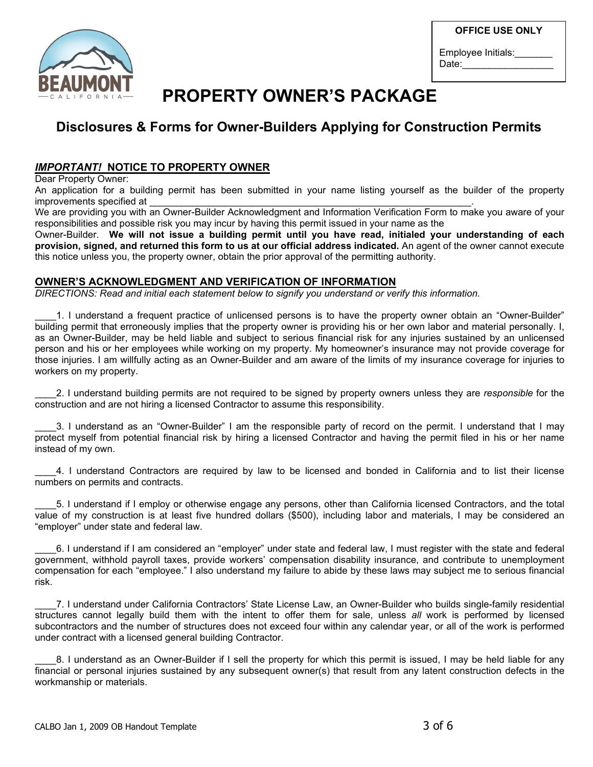**OFFICE USE ONLY**

Employee Initials:_______
Date:_________________

BEAUMONT
CALIFORNIA

# PROPERTY OWNER'S PACKAGE

## Disclosures & Forms for Owner-Builders Applying for Construction Permits

### ***IMPORTANT!*** NOTICE TO PROPERTY OWNER

Dear Property Owner:

An application for a building permit has been submitted in your name listing yourself as the builder of the property improvements specified at _______________________________________________________________.

We are providing you with an Owner-Builder Acknowledgment and Information Verification Form to make you aware of your responsibilities and possible risk you may incur by having this permit issued in your name as the Owner-Builder. **We will not issue a building permit until you have read, initialed your understanding of each provision, signed, and returned this form to us at our official address indicated.** An agent of the owner cannot execute this notice unless you, the property owner, obtain the prior approval of the permitting authority.

### OWNER'S ACKNOWLEDGMENT AND VERIFICATION OF INFORMATION

*DIRECTIONS: Read and initial each statement below to signify you understand or verify this information.*

____1. I understand a frequent practice of unlicensed persons is to have the property owner obtain an "Owner-Builder" building permit that erroneously implies that the property owner is providing his or her own labor and material personally. I, as an Owner-Builder, may be held liable and subject to serious financial risk for any injuries sustained by an unlicensed person and his or her employees while working on my property. My homeowner's insurance may not provide coverage for those injuries. I am willfully acting as an Owner-Builder and am aware of the limits of my insurance coverage for injuries to workers on my property.

____2. I understand building permits are not required to be signed by property owners unless they are *responsible* for the construction and are not hiring a licensed Contractor to assume this responsibility.

____3. I understand as an "Owner-Builder" I am the responsible party of record on the permit. I understand that I may protect myself from potential financial risk by hiring a licensed Contractor and having the permit filed in his or her name instead of my own.

____4. I understand Contractors are required by law to be licensed and bonded in California and to list their license numbers on permits and contracts.

____5. I understand if I employ or otherwise engage any persons, other than California licensed Contractors, and the total value of my construction is at least five hundred dollars ($500), including labor and materials, I may be considered an "employer" under state and federal law.

____6. I understand if I am considered an "employer" under state and federal law, I must register with the state and federal government, withhold payroll taxes, provide workers' compensation disability insurance, and contribute to unemployment compensation for each "employee." I also understand my failure to abide by these laws may subject me to serious financial risk.

____7. I understand under California Contractors' State License Law, an Owner-Builder who builds single-family residential structures cannot legally build them with the intent to offer them for sale, unless *all* work is performed by licensed subcontractors and the number of structures does not exceed four within any calendar year, or all of the work is performed under contract with a licensed general building Contractor.

____8. I understand as an Owner-Builder if I sell the property for which this permit is issued, I may be held liable for any financial or personal injuries sustained by any subsequent owner(s) that result from any latent construction defects in the workmanship or materials.

CALBO Jan 1, 2009 OB Handout Template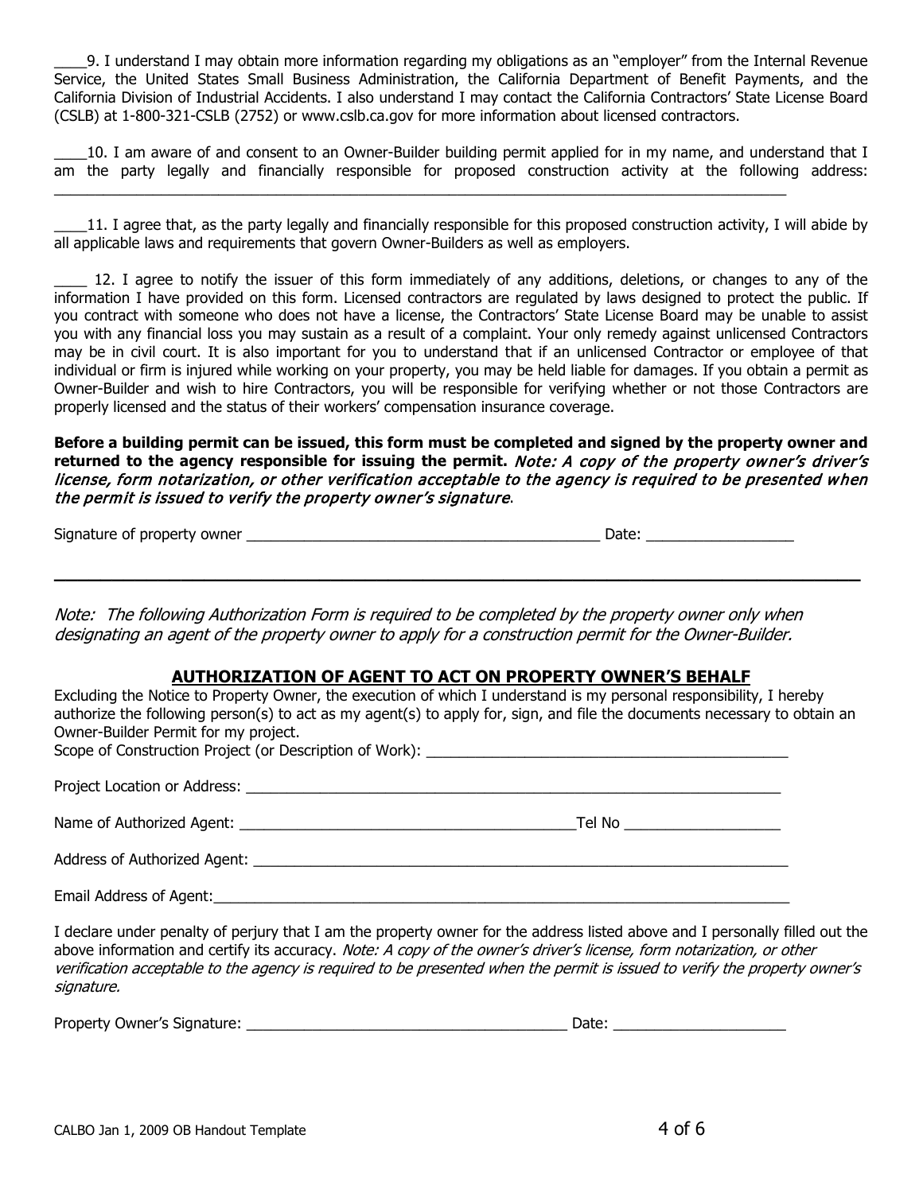____9. I understand I may obtain more information regarding my obligations as an "employer" from the Internal Revenue Service, the United States Small Business Administration, the California Department of Benefit Payments, and the California Division of Industrial Accidents. I also understand I may contact the California Contractors' State License Board (CSLB) at 1-800-321-CSLB (2752) or www.cslb.ca.gov for more information about licensed contractors.

____10. I am aware of and consent to an Owner-Builder building permit applied for in my name, and understand that I am the party legally and financially responsible for proposed construction activity at the following address: ______________________________________________________________________________________

____11. I agree that, as the party legally and financially responsible for this proposed construction activity, I will abide by all applicable laws and requirements that govern Owner-Builders as well as employers.

____ 12. I agree to notify the issuer of this form immediately of any additions, deletions, or changes to any of the information I have provided on this form. Licensed contractors are regulated by laws designed to protect the public. If you contract with someone who does not have a license, the Contractors' State License Board may be unable to assist you with any financial loss you may sustain as a result of a complaint. Your only remedy against unlicensed Contractors may be in civil court. It is also important for you to understand that if an unlicensed Contractor or employee of that individual or firm is injured while working on your property, you may be held liable for damages. If you obtain a permit as Owner-Builder and wish to hire Contractors, you will be responsible for verifying whether or not those Contractors are properly licensed and the status of their workers' compensation insurance coverage.

**Before a building permit can be issued, this form must be completed and signed by the property owner and returned to the agency responsible for issuing the permit.** *Note: A copy of the property owner's driver's license, form notarization, or other verification acceptable to the agency is required to be presented when the permit is issued to verify the property owner's signature*.

Signature of property owner ___________________________________________ Date: __________________

---

*Note: The following Authorization Form is required to be completed by the property owner only when designating an agent of the property owner to apply for a construction permit for the Owner-Builder.*

## AUTHORIZATION OF AGENT TO ACT ON PROPERTY OWNER'S BEHALF

Excluding the Notice to Property Owner, the execution of which I understand is my personal responsibility, I hereby authorize the following person(s) to act as my agent(s) to apply for, sign, and file the documents necessary to obtain an Owner-Builder Permit for my project.

Scope of Construction Project (or Description of Work): _____________________________________________

Project Location or Address: _____________________________________________________________________

Name of Authorized Agent: _________________________________________Tel No ___________________

Address of Authorized Agent: ____________________________________________________________________

Email Address of Agent:_________________________________________________________________________

I declare under penalty of perjury that I am the property owner for the address listed above and I personally filled out the above information and certify its accuracy. *Note: A copy of the owner's driver's license, form notarization, or other verification acceptable to the agency is required to be presented when the permit is issued to verify the property owner's signature.*

Property Owner's Signature: _______________________________________ Date: _____________________

CALBO Jan 1, 2009 OB Handout Template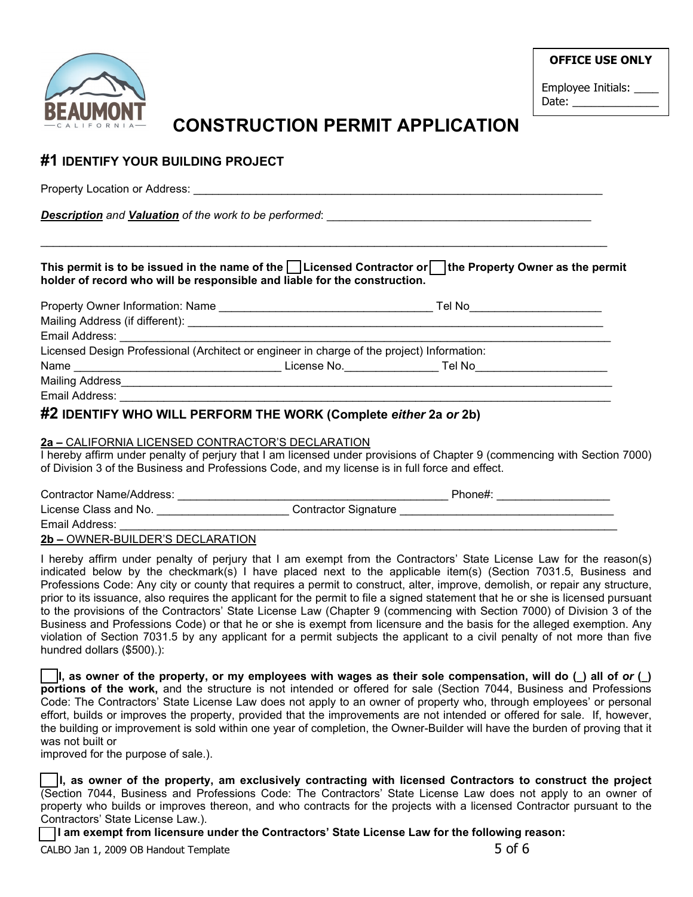**OFFICE USE ONLY**

Employee Initials: ____
Date: ______________

# CONSTRUCTION PERMIT APPLICATION

## #1 IDENTIFY YOUR BUILDING PROJECT

Property Location or Address: ______________________________________________________________________

***Description*** *and* ***Valuation*** *of the work to be performed*: ____________________________________________

______________________________________________________________________________________________

**This permit is to be issued in the name of the ☐ Licensed Contractor or ☐ the Property Owner as the permit holder of record who will be responsible and liable for the construction.**

Property Owner Information: Name ___________________________________ Tel No_____________________
Mailing Address (if different): ______________________________________________________________________
Email Address: ________________________________________________________________________________
Licensed Design Professional (Architect or engineer in charge of the project) Information:
Name _________________________________ License No._______________ Tel No_____________________
Mailing Address_________________________________________________________________________________
Email Address: ________________________________________________________________________________

## #2 IDENTIFY WHO WILL PERFORM THE WORK (Complete *either* 2a *or* 2b)

**2a –** CALIFORNIA LICENSED CONTRACTOR'S DECLARATION

I hereby affirm under penalty of perjury that I am licensed under provisions of Chapter 9 (commencing with Section 7000) of Division 3 of the Business and Professions Code, and my license is in full force and effect.

Contractor Name/Address: ____________________________________________ Phone#: __________________
License Class and No. _____________________ Contractor Signature ___________________________________
Email Address: ________________________________________________________________________________

**2b –** OWNER-BUILDER'S DECLARATION

I hereby affirm under penalty of perjury that I am exempt from the Contractors' State License Law for the reason(s) indicated below by the checkmark(s) I have placed next to the applicable item(s) (Section 7031.5, Business and Professions Code: Any city or county that requires a permit to construct, alter, improve, demolish, or repair any structure, prior to its issuance, also requires the applicant for the permit to file a signed statement that he or she is licensed pursuant to the provisions of the Contractors' State License Law (Chapter 9 (commencing with Section 7000) of Division 3 of the Business and Professions Code) or that he or she is exempt from licensure and the basis for the alleged exemption. Any violation of Section 7031.5 by any applicant for a permit subjects the applicant to a civil penalty of not more than five hundred dollars ($500).):

☐ **I, as owner of the property, or my employees with wages as their sole compensation, will do (_) all of *or* (_) portions of the work,** and the structure is not intended or offered for sale (Section 7044, Business and Professions Code: The Contractors' State License Law does not apply to an owner of property who, through employees' or personal effort, builds or improves the property, provided that the improvements are not intended or offered for sale. If, however, the building or improvement is sold within one year of completion, the Owner-Builder will have the burden of proving that it was not built or
improved for the purpose of sale.).

☐ **I, as owner of the property, am exclusively contracting with licensed Contractors to construct the project** (Section 7044, Business and Professions Code: The Contractors' State License Law does not apply to an owner of property who builds or improves thereon, and who contracts for the projects with a licensed Contractor pursuant to the Contractors' State License Law.).

☐ **I am exempt from licensure under the Contractors' State License Law for the following reason:**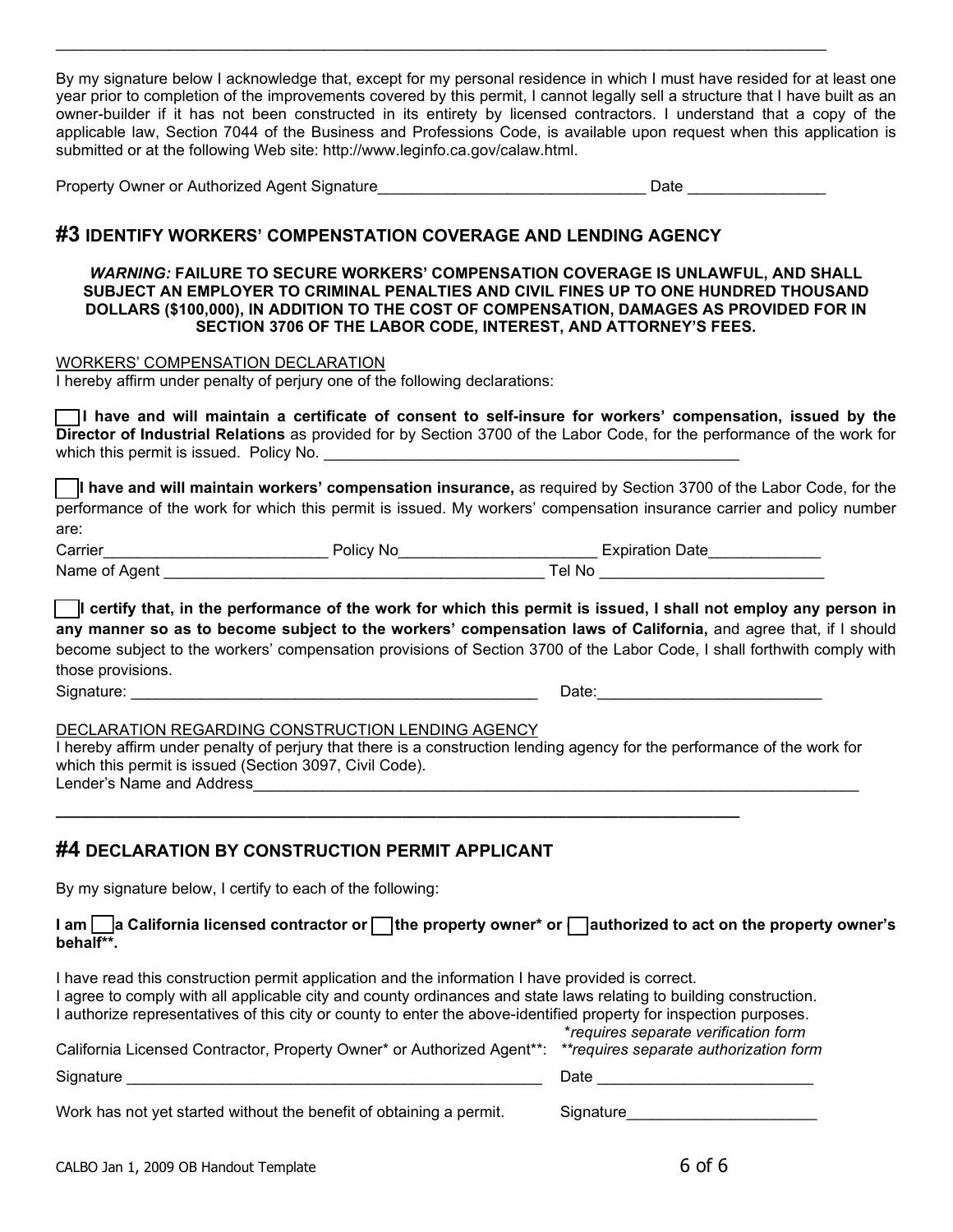By my signature below I acknowledge that, except for my personal residence in which I must have resided for at least one year prior to completion of the improvements covered by this permit, I cannot legally sell a structure that I have built as an owner-builder if it has not been constructed in its entirety by licensed contractors. I understand that a copy of the applicable law, Section 7044 of the Business and Professions Code, is available upon request when this application is submitted or at the following Web site: http://www.leginfo.ca.gov/calaw.html.

Property Owner or Authorized Agent Signature_______________________________ Date ________________

## #3 IDENTIFY WORKERS' COMPENSTATION COVERAGE AND LENDING AGENCY

***WARNING:* FAILURE TO SECURE WORKERS' COMPENSATION COVERAGE IS UNLAWFUL, AND SHALL SUBJECT AN EMPLOYER TO CRIMINAL PENALTIES AND CIVIL FINES UP TO ONE HUNDRED THOUSAND DOLLARS ($100,000), IN ADDITION TO THE COST OF COMPENSATION, DAMAGES AS PROVIDED FOR IN SECTION 3706 OF THE LABOR CODE, INTEREST, AND ATTORNEY'S FEES.**

WORKERS' COMPENSATION DECLARATION

I hereby affirm under penalty of perjury one of the following declarations:

☐ **I have and will maintain a certificate of consent to self-insure for workers' compensation, issued by the Director of Industrial Relations** as provided for by Section 3700 of the Labor Code, for the performance of the work for which this permit is issued. Policy No. __________________________________________________

☐ **I have and will maintain workers' compensation insurance,** as required by Section 3700 of the Labor Code, for the performance of the work for which this permit is issued. My workers' compensation insurance carrier and policy number are:

Carrier__________________________ Policy No_______________________ Expiration Date_____________

Name of Agent _____________________________________________ Tel No __________________________

☐ **I certify that, in the performance of the work for which this permit is issued, I shall not employ any person in any manner so as to become subject to the workers' compensation laws of California,** and agree that, if I should become subject to the workers' compensation provisions of Section 3700 of the Labor Code, I shall forthwith comply with those provisions.

Signature: ________________________________________________ Date:_________________________

DECLARATION REGARDING CONSTRUCTION LENDING AGENCY

I hereby affirm under penalty of perjury that there is a construction lending agency for the performance of the work for which this permit is issued (Section 3097, Civil Code).

Lender's Name and Address___________________________________________________________________________

_________________________________________________________________________________

## #4 DECLARATION BY CONSTRUCTION PERMIT APPLICANT

By my signature below, I certify to each of the following:

**I am ☐ a California licensed contractor or ☐ the property owner\* or ☐ authorized to act on the property owner's behalf\*\*.**

I have read this construction permit application and the information I have provided is correct.

I agree to comply with all applicable city and county ordinances and state laws relating to building construction.

I authorize representatives of this city or county to enter the above-identified property for inspection purposes.

California Licensed Contractor, Property Owner* or Authorized Agent**: *\*requires separate verification form*
*\*\*requires separate authorization form*

Signature _________________________________________________ Date _________________________

Work has not yet started without the benefit of obtaining a permit. Signature______________________

CALBO Jan 1, 2009 OB Handout Template